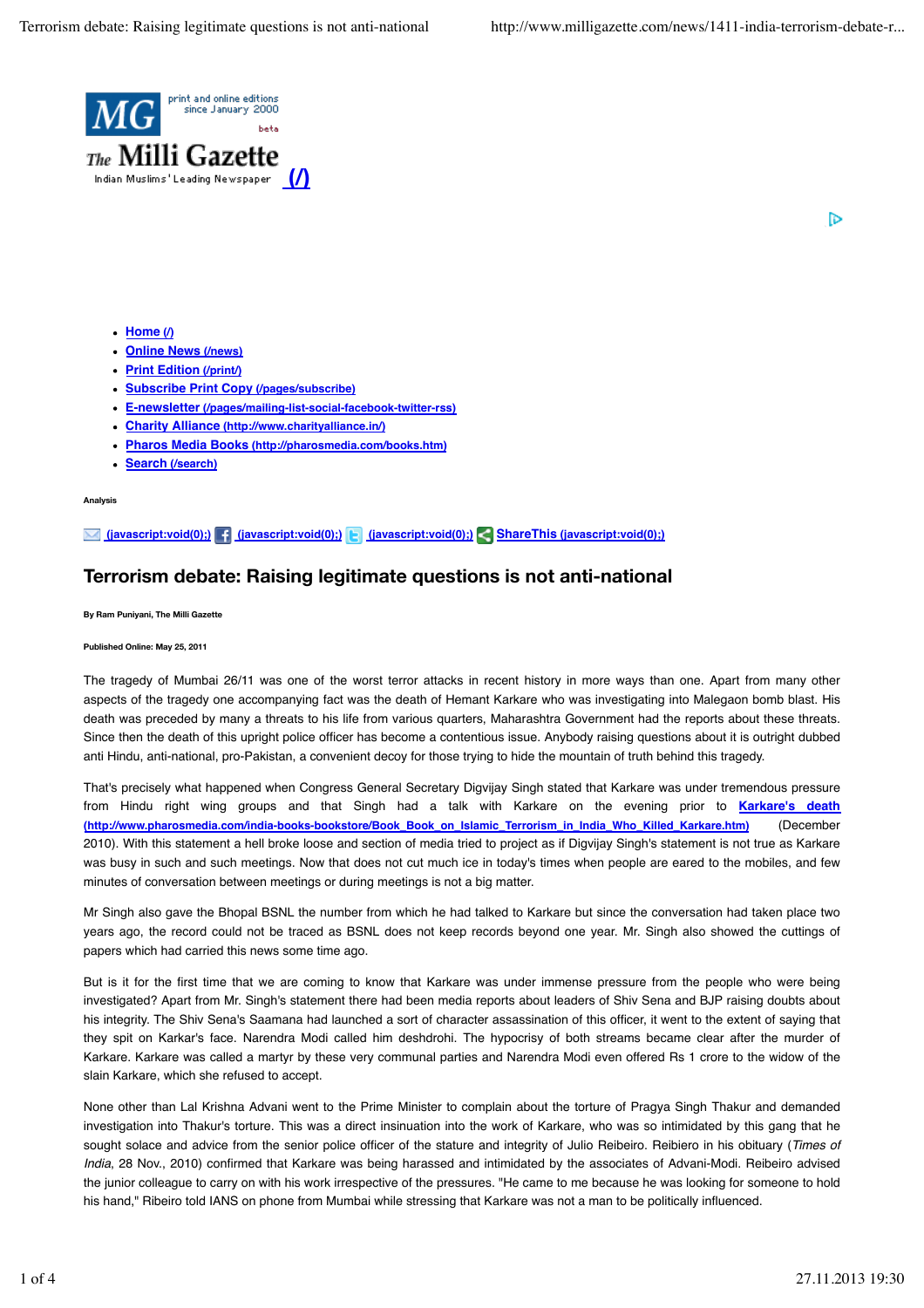The Milli Gazette
Indian Muslims' Leading Newspaper [(/)](/)

print and online editions since January 2000

- [Home (/)](/)
- [Online News (/news)](/news)
- [Print Edition (/print/)](/print/)
- [Subscribe Print Copy (/pages/subscribe)](/pages/subscribe)
- [E-newsletter (/pages/mailing-list-social-facebook-twitter-rss)](/pages/mailing-list-social-facebook-twitter-rss)
- [Charity Alliance (http://www.charityalliance.in/)](http://www.charityalliance.in/)
- [Pharos Media Books (http://pharosmedia.com/books.htm)](http://pharosmedia.com/books.htm)
- [Search (/search)](/search)

**Analysis**

(javascript:void(0);) (javascript:void(0);) (javascript:void(0);) ShareThis (javascript:void(0);)

# Terrorism debate: Raising legitimate questions is not anti-national

**By Ram Puniyani, The Milli Gazette**

**Published Online: May 25, 2011**

The tragedy of Mumbai 26/11 was one of the worst terror attacks in recent history in more ways than one. Apart from many other aspects of the tragedy one accompanying fact was the death of Hemant Karkare who was investigating into Malegaon bomb blast. His death was preceded by many a threats to his life from various quarters, Maharashtra Government had the reports about these threats. Since then the death of this upright police officer has become a contentious issue. Anybody raising questions about it is outright dubbed anti Hindu, anti-national, pro-Pakistan, a convenient decoy for those trying to hide the mountain of truth behind this tragedy.

That's precisely what happened when Congress General Secretary Digvijay Singh stated that Karkare was under tremendous pressure from Hindu right wing groups and that Singh had a talk with Karkare on the evening prior to [Karkare's death (http://www.pharosmedia.com/india-books-bookstore/Book_Book_on_Islamic_Terrorism_in_India_Who_Killed_Karkare.htm)](http://www.pharosmedia.com/india-books-bookstore/Book_Book_on_Islamic_Terrorism_in_India_Who_Killed_Karkare.htm) (December 2010). With this statement a hell broke loose and section of media tried to project as if Digvijay Singh's statement is not true as Karkare was busy in such and such meetings. Now that does not cut much ice in today's times when people are eared to the mobiles, and few minutes of conversation between meetings or during meetings is not a big matter.

Mr Singh also gave the Bhopal BSNL the number from which he had talked to Karkare but since the conversation had taken place two years ago, the record could not be traced as BSNL does not keep records beyond one year. Mr. Singh also showed the cuttings of papers which had carried this news some time ago.

But is it for the first time that we are coming to know that Karkare was under immense pressure from the people who were being investigated? Apart from Mr. Singh's statement there had been media reports about leaders of Shiv Sena and BJP raising doubts about his integrity. The Shiv Sena's Saamana had launched a sort of character assassination of this officer, it went to the extent of saying that they spit on Karkar's face. Narendra Modi called him deshdrohi. The hypocrisy of both streams became clear after the murder of Karkare. Karkare was called a martyr by these very communal parties and Narendra Modi even offered Rs 1 crore to the widow of the slain Karkare, which she refused to accept.

None other than Lal Krishna Advani went to the Prime Minister to complain about the torture of Pragya Singh Thakur and demanded investigation into Thakur's torture. This was a direct insinuation into the work of Karkare, who was so intimidated by this gang that he sought solace and advice from the senior police officer of the stature and integrity of Julio Reibeiro. Reibiero in his obituary (*Times of India*, 28 Nov., 2010) confirmed that Karkare was being harassed and intimidated by the associates of Advani-Modi. Reibeiro advised the junior colleague to carry on with his work irrespective of the pressures. "He came to me because he was looking for someone to hold his hand," Ribeiro told IANS on phone from Mumbai while stressing that Karkare was not a man to be politically influenced.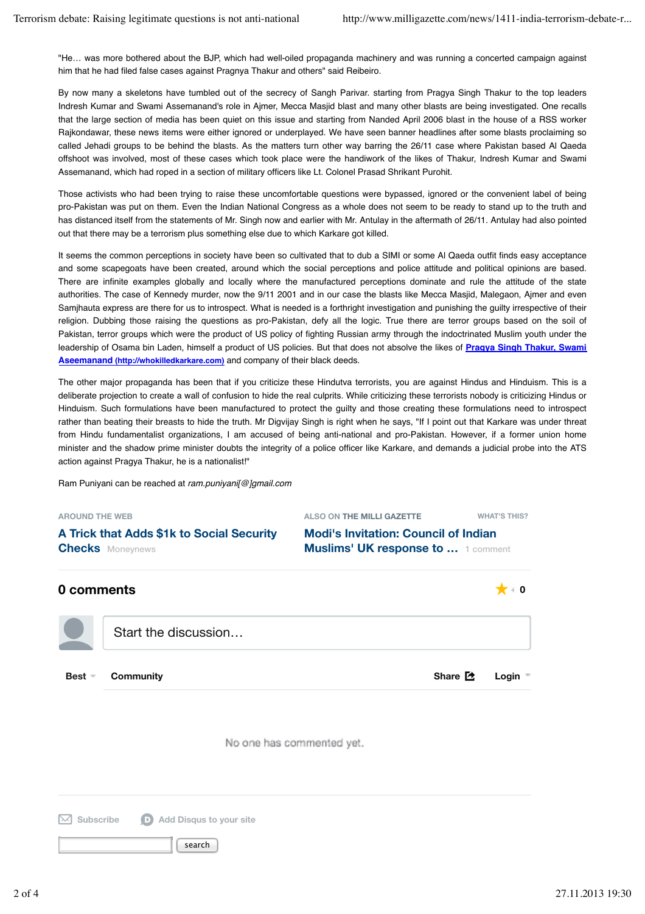"He… was more bothered about the BJP, which had well-oiled propaganda machinery and was running a concerted campaign against him that he had filed false cases against Pragnya Thakur and others" said Reibeiro.

By now many a skeletons have tumbled out of the secrecy of Sangh Parivar. starting from Pragya Singh Thakur to the top leaders Indresh Kumar and Swami Assemanand's role in Ajmer, Mecca Masjid blast and many other blasts are being investigated. One recalls that the large section of media has been quiet on this issue and starting from Nanded April 2006 blast in the house of a RSS worker Rajkondawar, these news items were either ignored or underplayed. We have seen banner headlines after some blasts proclaiming so called Jehadi groups to be behind the blasts. As the matters turn other way barring the 26/11 case where Pakistan based Al Qaeda offshoot was involved, most of these cases which took place were the handiwork of the likes of Thakur, Indresh Kumar and Swami Assemanand, which had roped in a section of military officers like Lt. Colonel Prasad Shrikant Purohit.

Those activists who had been trying to raise these uncomfortable questions were bypassed, ignored or the convenient label of being pro-Pakistan was put on them. Even the Indian National Congress as a whole does not seem to be ready to stand up to the truth and has distanced itself from the statements of Mr. Singh now and earlier with Mr. Antulay in the aftermath of 26/11. Antulay had also pointed out that there may be a terrorism plus something else due to which Karkare got killed.

It seems the common perceptions in society have been so cultivated that to dub a SIMI or some Al Qaeda outfit finds easy acceptance and some scapegoats have been created, around which the social perceptions and police attitude and political opinions are based. There are infinite examples globally and locally where the manufactured perceptions dominate and rule the attitude of the state authorities. The case of Kennedy murder, now the 9/11 2001 and in our case the blasts like Mecca Masjid, Malegaon, Ajmer and even Samjhauta express are there for us to introspect. What is needed is a forthright investigation and punishing the guilty irrespective of their religion. Dubbing those raising the questions as pro-Pakistan, defy all the logic. True there are terror groups based on the soil of Pakistan, terror groups which were the product of US policy of fighting Russian army through the indoctrinated Muslim youth under the leadership of Osama bin Laden, himself a product of US policies. But that does not absolve the likes of **Pragya Singh Thakur, Swami Aseemanand** (http://whokilledkarkare.com) and company of their black deeds.

The other major propaganda has been that if you criticize these Hindutva terrorists, you are against Hindus and Hinduism. This is a deliberate projection to create a wall of confusion to hide the real culprits. While criticizing these terrorists nobody is criticizing Hindus or Hinduism. Such formulations have been manufactured to protect the guilty and those creating these formulations need to introspect rather than beating their breasts to hide the truth. Mr Digvijay Singh is right when he says, "If I point out that Karkare was under threat from Hindu fundamentalist organizations, I am accused of being anti-national and pro-Pakistan. However, if a former union home minister and the shadow prime minister doubts the integrity of a police officer like Karkare, and demands a judicial probe into the ATS action against Pragya Thakur, he is a nationalist!"

Ram Puniyani can be reached at *ram.puniyani[@]gmail.com*